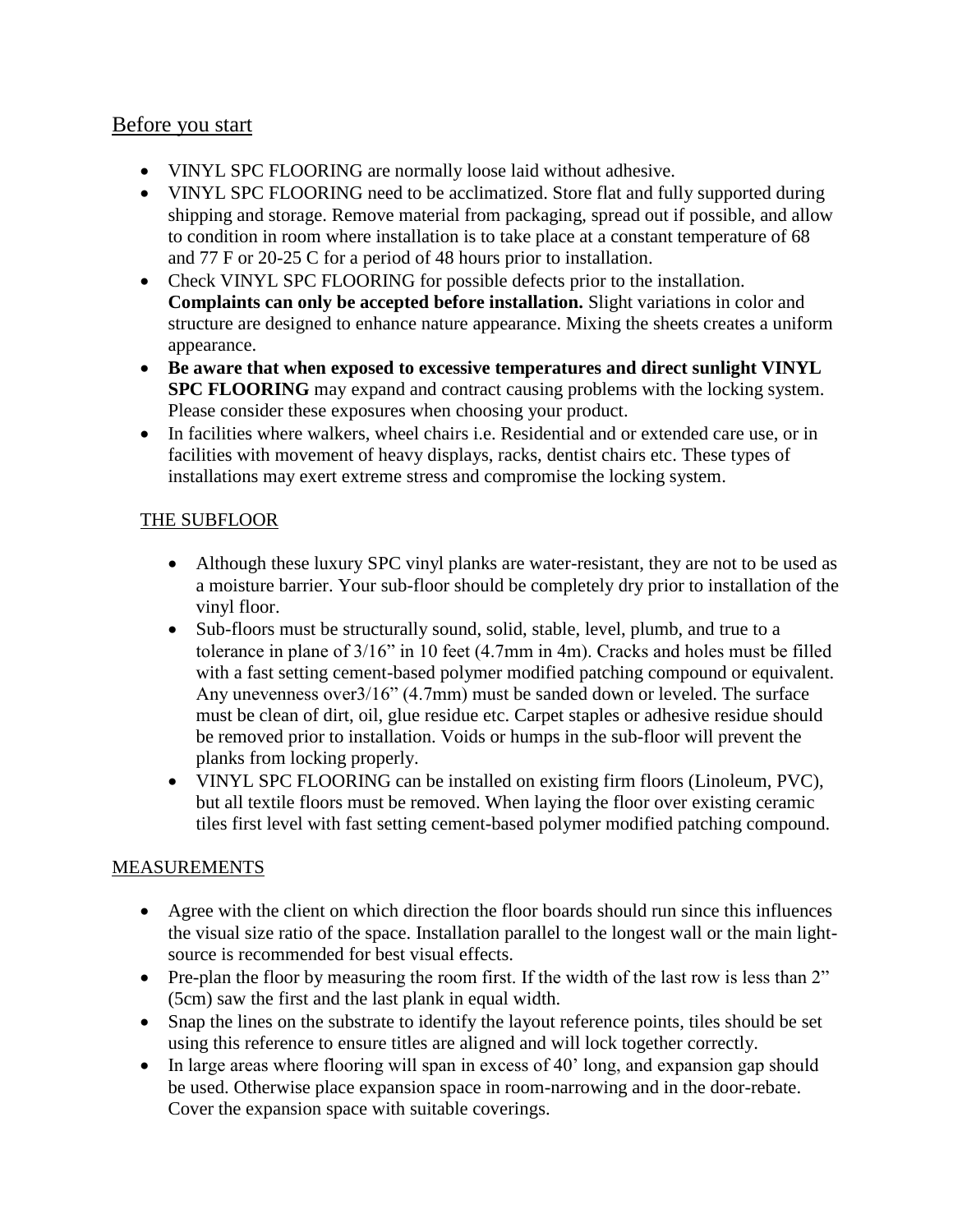## Before you start

- VINYL SPC FLOORING are normally loose laid without adhesive.
- VINYL SPC FLOORING need to be acclimatized. Store flat and fully supported during shipping and storage. Remove material from packaging, spread out if possible, and allow to condition in room where installation is to take place at a constant temperature of 68 and 77 F or 20-25 C for a period of 48 hours prior to installation.
- Check VINYL SPC FLOORING for possible defects prior to the installation. **Complaints can only be accepted before installation.** Slight variations in color and structure are designed to enhance nature appearance. Mixing the sheets creates a uniform appearance.
- **Be aware that when exposed to excessive temperatures and direct sunlight VINYL SPC FLOORING** may expand and contract causing problems with the locking system. Please consider these exposures when choosing your product.
- In facilities where walkers, wheel chairs i.e. Residential and or extended care use, or in facilities with movement of heavy displays, racks, dentist chairs etc. These types of installations may exert extreme stress and compromise the locking system.

### THE SUBFLOOR

- Although these luxury SPC vinyl planks are water-resistant, they are not to be used as a moisture barrier. Your sub-floor should be completely dry prior to installation of the vinyl floor.
- Sub-floors must be structurally sound, solid, stable, level, plumb, and true to a tolerance in plane of 3/16" in 10 feet (4.7mm in 4m). Cracks and holes must be filled with a fast setting cement-based polymer modified patching compound or equivalent. Any unevenness over3/16" (4.7mm) must be sanded down or leveled. The surface must be clean of dirt, oil, glue residue etc. Carpet staples or adhesive residue should be removed prior to installation. Voids or humps in the sub-floor will prevent the planks from locking properly.
- VINYL SPC FLOORING can be installed on existing firm floors (Linoleum, PVC), but all textile floors must be removed. When laying the floor over existing ceramic tiles first level with fast setting cement-based polymer modified patching compound.

### MEASUREMENTS

- Agree with the client on which direction the floor boards should run since this influences the visual size ratio of the space. Installation parallel to the longest wall or the main light-source is recommended for best visual effects.
- Pre-plan the floor by measuring the room first. If the width of the last row is less than 2" (5cm) saw the first and the last plank in equal width.
- Snap the lines on the substrate to identify the layout reference points, tiles should be set using this reference to ensure titles are aligned and will lock together correctly.
- In large areas where flooring will span in excess of 40' long, and expansion gap should be used. Otherwise place expansion space in room-narrowing and in the door-rebate. Cover the expansion space with suitable coverings.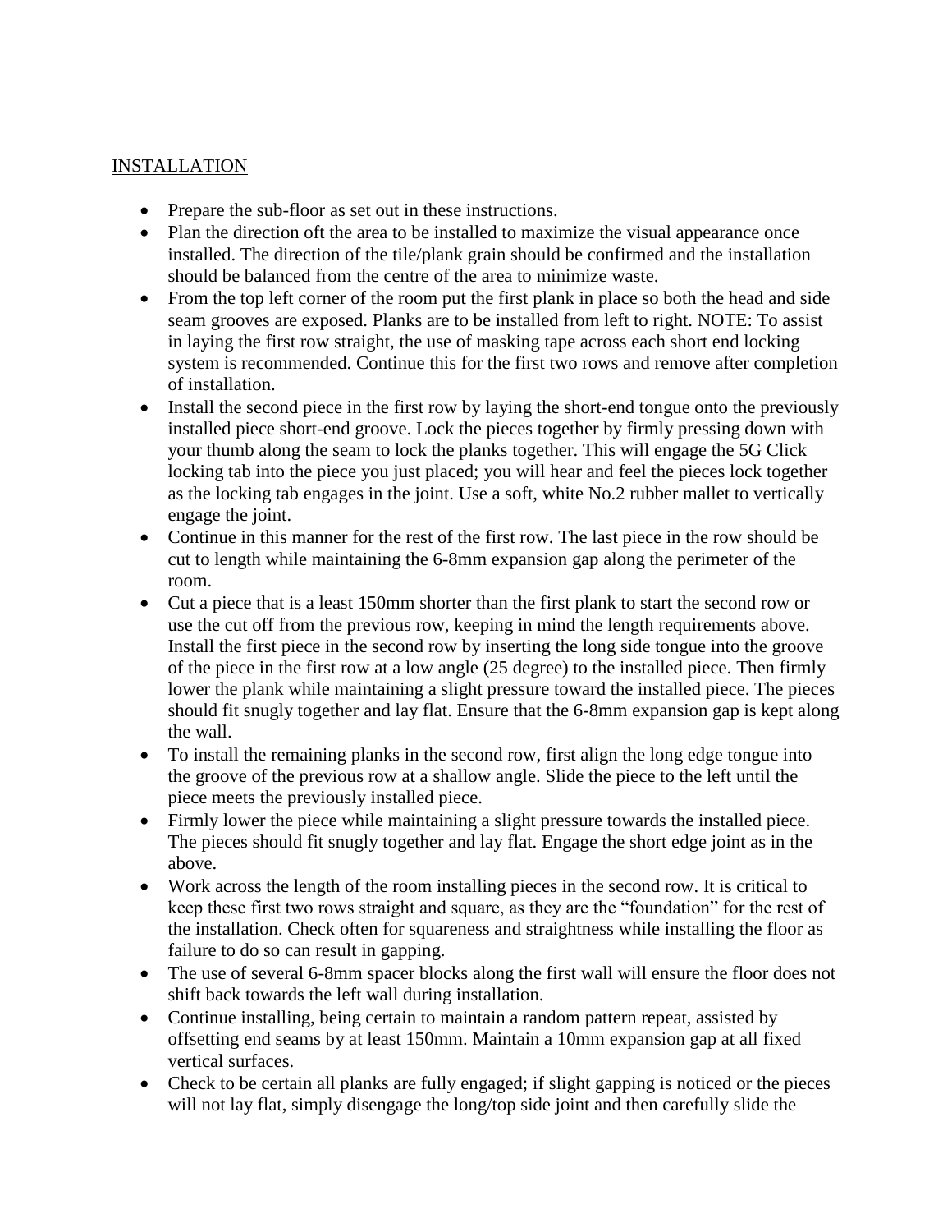## INSTALLATION

- Prepare the sub-floor as set out in these instructions.
- Plan the direction oft the area to be installed to maximize the visual appearance once installed. The direction of the tile/plank grain should be confirmed and the installation should be balanced from the centre of the area to minimize waste.
- From the top left corner of the room put the first plank in place so both the head and side seam grooves are exposed. Planks are to be installed from left to right. NOTE: To assist in laying the first row straight, the use of masking tape across each short end locking system is recommended. Continue this for the first two rows and remove after completion of installation.
- Install the second piece in the first row by laying the short-end tongue onto the previously installed piece short-end groove. Lock the pieces together by firmly pressing down with your thumb along the seam to lock the planks together. This will engage the 5G Click locking tab into the piece you just placed; you will hear and feel the pieces lock together as the locking tab engages in the joint. Use a soft, white No.2 rubber mallet to vertically engage the joint.
- Continue in this manner for the rest of the first row. The last piece in the row should be cut to length while maintaining the 6-8mm expansion gap along the perimeter of the room.
- Cut a piece that is a least 150mm shorter than the first plank to start the second row or use the cut off from the previous row, keeping in mind the length requirements above. Install the first piece in the second row by inserting the long side tongue into the groove of the piece in the first row at a low angle (25 degree) to the installed piece. Then firmly lower the plank while maintaining a slight pressure toward the installed piece. The pieces should fit snugly together and lay flat. Ensure that the 6-8mm expansion gap is kept along the wall.
- To install the remaining planks in the second row, first align the long edge tongue into the groove of the previous row at a shallow angle. Slide the piece to the left until the piece meets the previously installed piece.
- Firmly lower the piece while maintaining a slight pressure towards the installed piece. The pieces should fit snugly together and lay flat. Engage the short edge joint as in the above.
- Work across the length of the room installing pieces in the second row. It is critical to keep these first two rows straight and square, as they are the "foundation" for the rest of the installation. Check often for squareness and straightness while installing the floor as failure to do so can result in gapping.
- The use of several 6-8mm spacer blocks along the first wall will ensure the floor does not shift back towards the left wall during installation.
- Continue installing, being certain to maintain a random pattern repeat, assisted by offsetting end seams by at least 150mm. Maintain a 10mm expansion gap at all fixed vertical surfaces.
- Check to be certain all planks are fully engaged; if slight gapping is noticed or the pieces will not lay flat, simply disengage the long/top side joint and then carefully slide the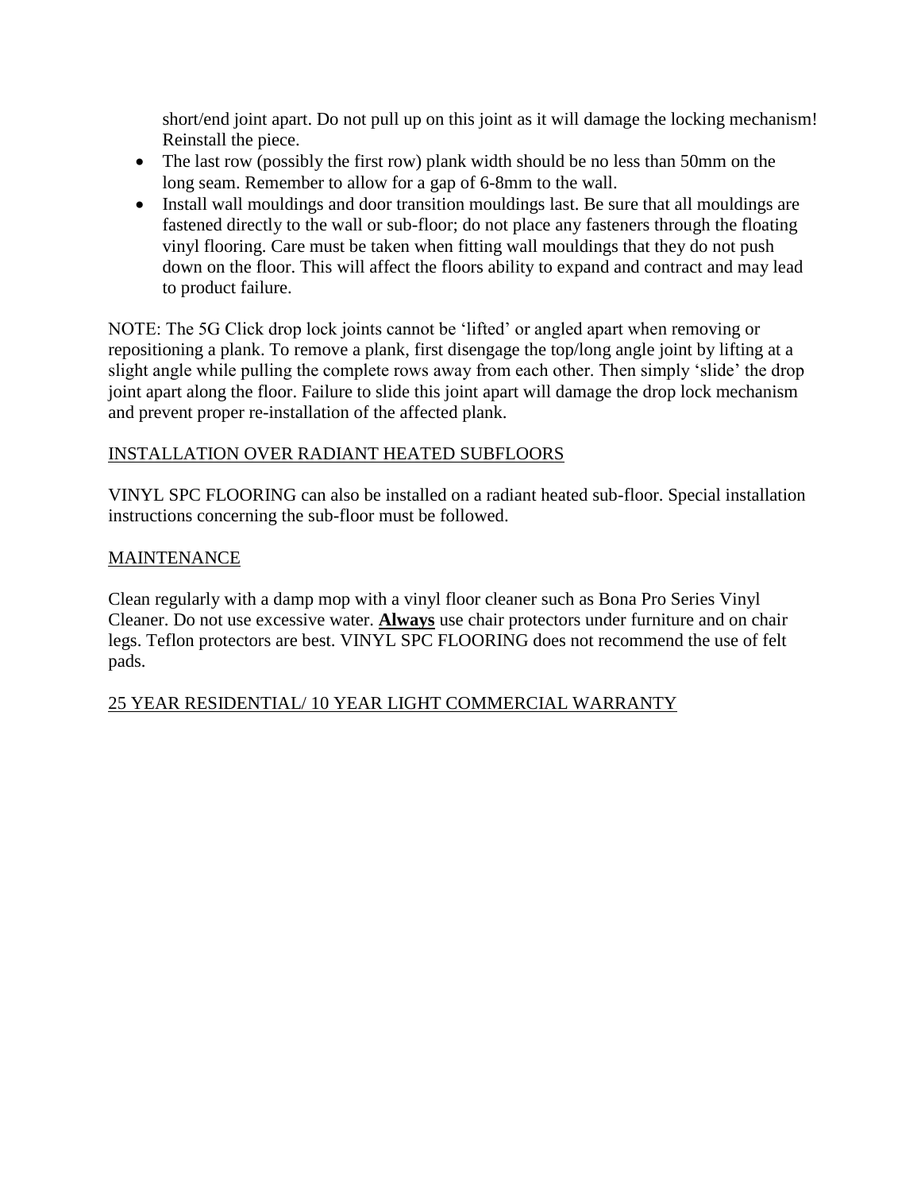short/end joint apart. Do not pull up on this joint as it will damage the locking mechanism! Reinstall the piece.

- The last row (possibly the first row) plank width should be no less than 50mm on the long seam. Remember to allow for a gap of 6-8mm to the wall.
- Install wall mouldings and door transition mouldings last. Be sure that all mouldings are fastened directly to the wall or sub-floor; do not place any fasteners through the floating vinyl flooring. Care must be taken when fitting wall mouldings that they do not push down on the floor. This will affect the floors ability to expand and contract and may lead to product failure.

NOTE: The 5G Click drop lock joints cannot be 'lifted' or angled apart when removing or repositioning a plank. To remove a plank, first disengage the top/long angle joint by lifting at a slight angle while pulling the complete rows away from each other. Then simply 'slide' the drop joint apart along the floor. Failure to slide this joint apart will damage the drop lock mechanism and prevent proper re-installation of the affected plank.

## INSTALLATION OVER RADIANT HEATED SUBFLOORS

VINYL SPC FLOORING can also be installed on a radiant heated sub-floor. Special installation instructions concerning the sub-floor must be followed.

## MAINTENANCE

Clean regularly with a damp mop with a vinyl floor cleaner such as Bona Pro Series Vinyl Cleaner. Do not use excessive water. **Always** use chair protectors under furniture and on chair legs. Teflon protectors are best. VINYL SPC FLOORING does not recommend the use of felt pads.

## 25 YEAR RESIDENTIAL/ 10 YEAR LIGHT COMMERCIAL WARRANTY